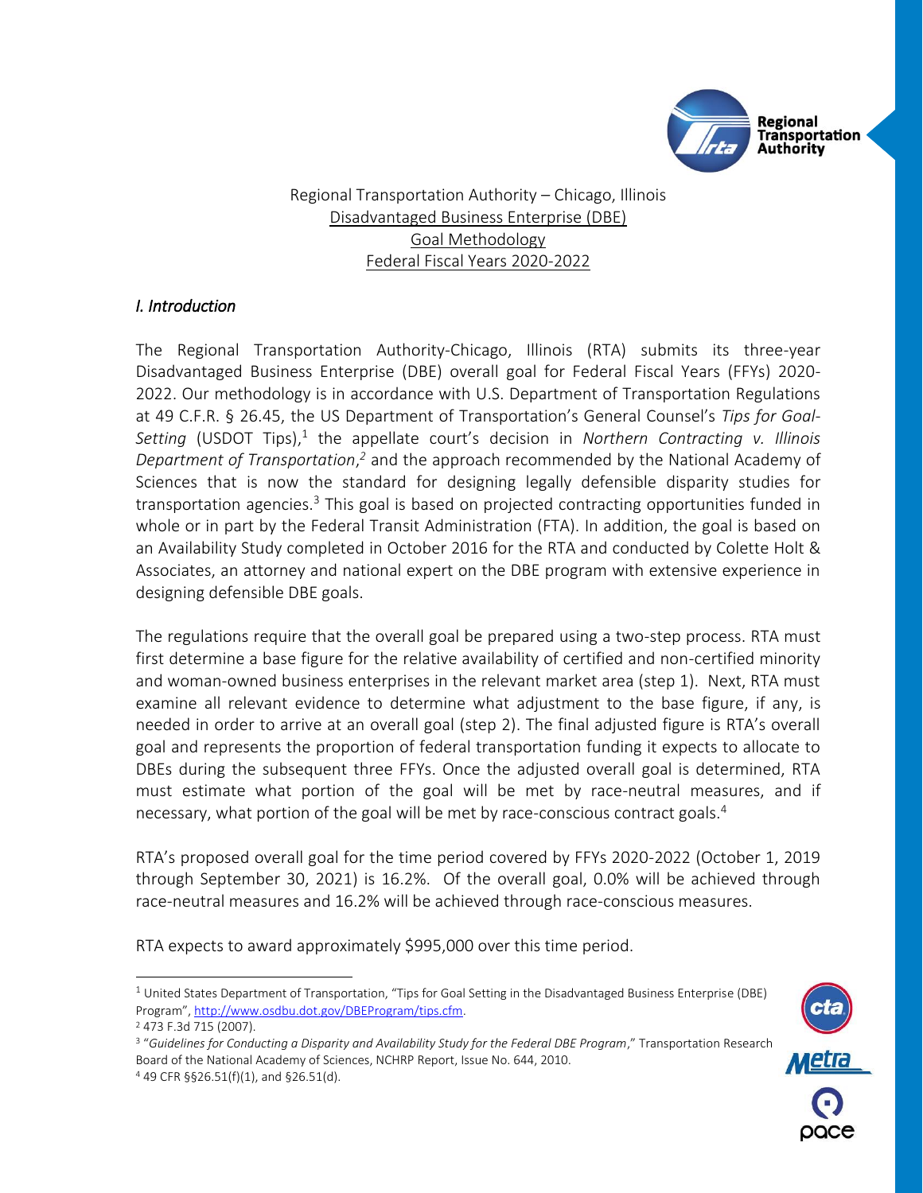Regional Transportation Authority – Chicago, Illinois
Disadvantaged Business Enterprise (DBE)
Goal Methodology
Federal Fiscal Years 2020-2022

## *I. Introduction*

The Regional Transportation Authority-Chicago, Illinois (RTA) submits its three-year Disadvantaged Business Enterprise (DBE) overall goal for Federal Fiscal Years (FFYs) 2020-2022. Our methodology is in accordance with U.S. Department of Transportation Regulations at 49 C.F.R. § 26.45, the US Department of Transportation's General Counsel's *Tips for Goal-Setting* (USDOT Tips),[1] the appellate court's decision in *Northern Contracting v. Illinois Department of Transportation*,[2] and the approach recommended by the National Academy of Sciences that is now the standard for designing legally defensible disparity studies for transportation agencies.[3] This goal is based on projected contracting opportunities funded in whole or in part by the Federal Transit Administration (FTA). In addition, the goal is based on an Availability Study completed in October 2016 for the RTA and conducted by Colette Holt & Associates, an attorney and national expert on the DBE program with extensive experience in designing defensible DBE goals.

The regulations require that the overall goal be prepared using a two-step process. RTA must first determine a base figure for the relative availability of certified and non-certified minority and woman-owned business enterprises in the relevant market area (step 1). Next, RTA must examine all relevant evidence to determine what adjustment to the base figure, if any, is needed in order to arrive at an overall goal (step 2). The final adjusted figure is RTA's overall goal and represents the proportion of federal transportation funding it expects to allocate to DBEs during the subsequent three FFYs. Once the adjusted overall goal is determined, RTA must estimate what portion of the goal will be met by race-neutral measures, and if necessary, what portion of the goal will be met by race-conscious contract goals.[4]

RTA's proposed overall goal for the time period covered by FFYs 2020-2022 (October 1, 2019 through September 30, 2021) is 16.2%. Of the overall goal, 0.0% will be achieved through race-neutral measures and 16.2% will be achieved through race-conscious measures.

RTA expects to award approximately $995,000 over this time period.

---

[1] United States Department of Transportation, "Tips for Goal Setting in the Disadvantaged Business Enterprise (DBE) Program", http://www.osdbu.dot.gov/DBEProgram/tips.cfm.

[2] 473 F.3d 715 (2007).

[3] "*Guidelines for Conducting a Disparity and Availability Study for the Federal DBE Program*," Transportation Research Board of the National Academy of Sciences, NCHRP Report, Issue No. 644, 2010.

[4] 49 CFR §§26.51(f)(1), and §26.51(d).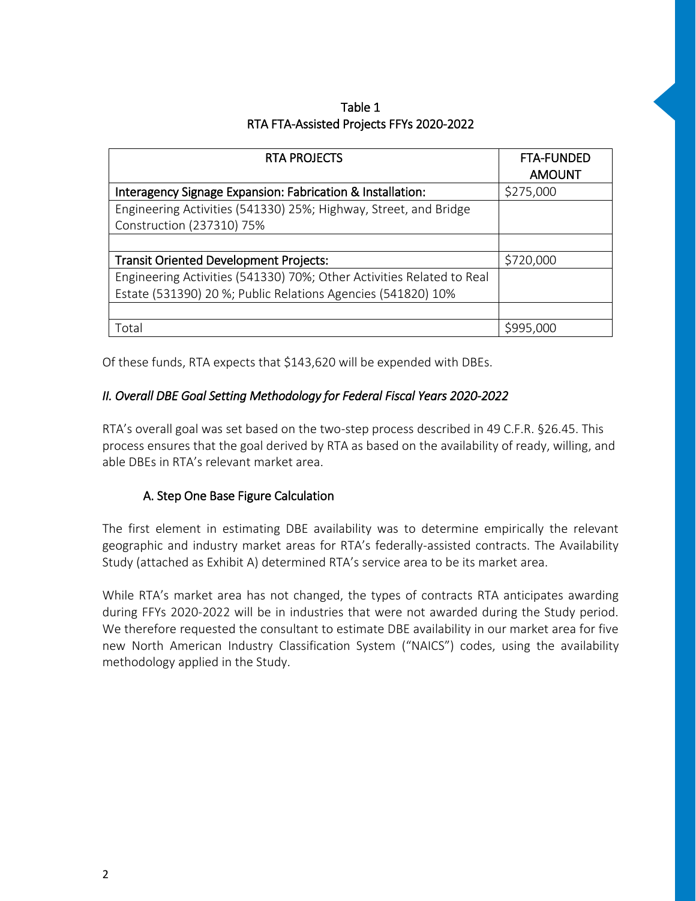Table 1
RTA FTA-Assisted Projects FFYs 2020-2022

| RTA PROJECTS | FTA-FUNDED AMOUNT |
| --- | --- |
| Interagency Signage Expansion: Fabrication & Installation: | $275,000 |
| Engineering Activities (541330) 25%; Highway, Street, and Bridge Construction (237310) 75% | |
| | |
| Transit Oriented Development Projects: | $720,000 |
| Engineering Activities (541330) 70%; Other Activities Related to Real Estate (531390) 20 %; Public Relations Agencies (541820) 10% | |
| | |
| Total | $995,000 |

Of these funds, RTA expects that $143,620 will be expended with DBEs.

## *II. Overall DBE Goal Setting Methodology for Federal Fiscal Years 2020-2022*

RTA's overall goal was set based on the two-step process described in 49 C.F.R. §26.45. This process ensures that the goal derived by RTA as based on the availability of ready, willing, and able DBEs in RTA's relevant market area.

### A. Step One Base Figure Calculation

The first element in estimating DBE availability was to determine empirically the relevant geographic and industry market areas for RTA's federally-assisted contracts. The Availability Study (attached as Exhibit A) determined RTA's service area to be its market area.

While RTA's market area has not changed, the types of contracts RTA anticipates awarding during FFYs 2020-2022 will be in industries that were not awarded during the Study period. We therefore requested the consultant to estimate DBE availability in our market area for five new North American Industry Classification System ("NAICS") codes, using the availability methodology applied in the Study.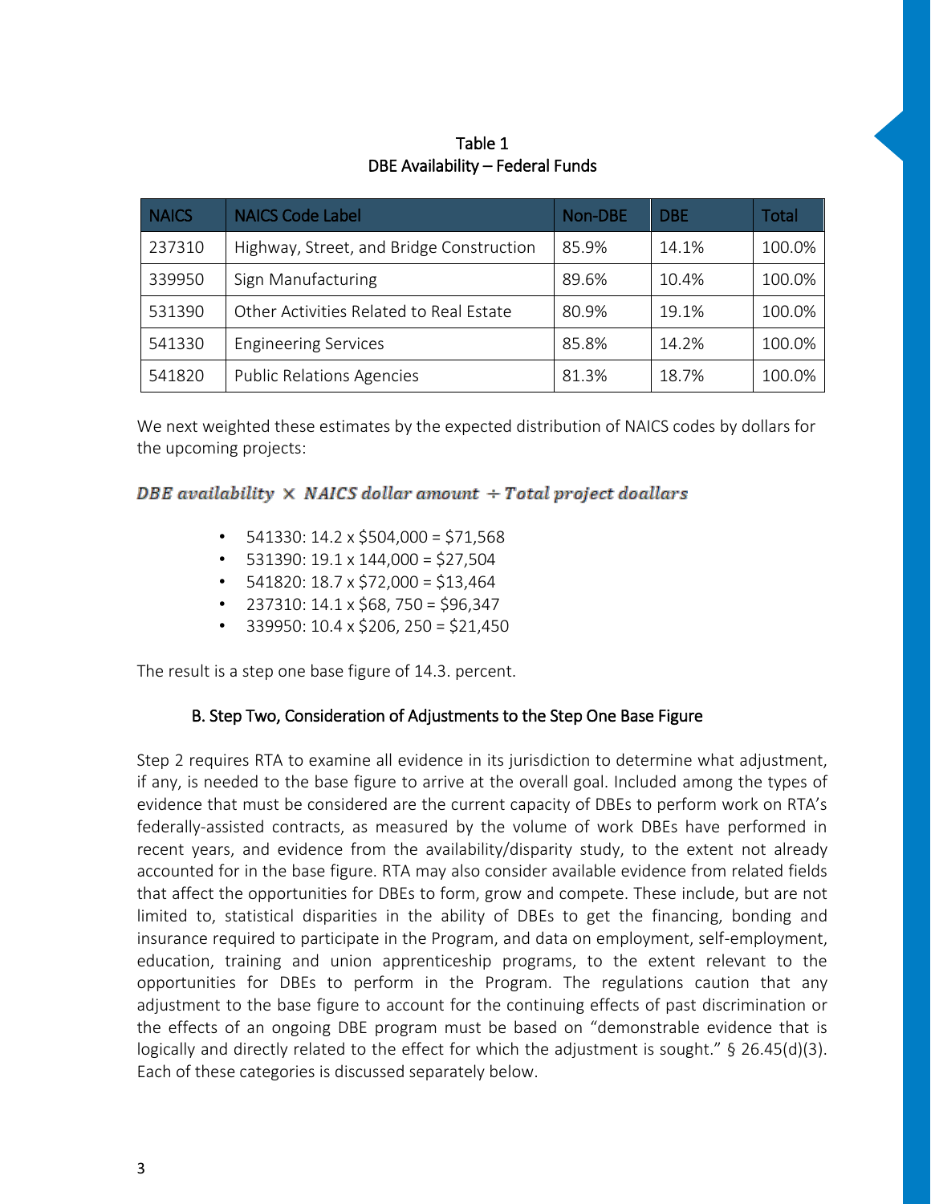Table 1
DBE Availability – Federal Funds

| NAICS | NAICS Code Label | Non-DBE | DBE | Total |
|---|---|---|---|---|
| 237310 | Highway, Street, and Bridge Construction | 85.9% | 14.1% | 100.0% |
| 339950 | Sign Manufacturing | 89.6% | 10.4% | 100.0% |
| 531390 | Other Activities Related to Real Estate | 80.9% | 19.1% | 100.0% |
| 541330 | Engineering Services | 85.8% | 14.2% | 100.0% |
| 541820 | Public Relations Agencies | 81.3% | 18.7% | 100.0% |

We next weighted these estimates by the expected distribution of NAICS codes by dollars for the upcoming projects:

$$DBE\ availability \times NAICS\ dollar\ amount \div Total\ project\ doallars$$

- 541330: 14.2 x $504,000 = $71,568
- 531390: 19.1 x 144,000 = $27,504
- 541820: 18.7 x $72,000 = $13,464
- 237310: 14.1 x $68, 750 = $96,347
- 339950: 10.4 x $206, 250 = $21,450

The result is a step one base figure of 14.3. percent.

### B. Step Two, Consideration of Adjustments to the Step One Base Figure

Step 2 requires RTA to examine all evidence in its jurisdiction to determine what adjustment, if any, is needed to the base figure to arrive at the overall goal. Included among the types of evidence that must be considered are the current capacity of DBEs to perform work on RTA's federally-assisted contracts, as measured by the volume of work DBEs have performed in recent years, and evidence from the availability/disparity study, to the extent not already accounted for in the base figure. RTA may also consider available evidence from related fields that affect the opportunities for DBEs to form, grow and compete. These include, but are not limited to, statistical disparities in the ability of DBEs to get the financing, bonding and insurance required to participate in the Program, and data on employment, self-employment, education, training and union apprenticeship programs, to the extent relevant to the opportunities for DBEs to perform in the Program. The regulations caution that any adjustment to the base figure to account for the continuing effects of past discrimination or the effects of an ongoing DBE program must be based on "demonstrable evidence that is logically and directly related to the effect for which the adjustment is sought." § 26.45(d)(3). Each of these categories is discussed separately below.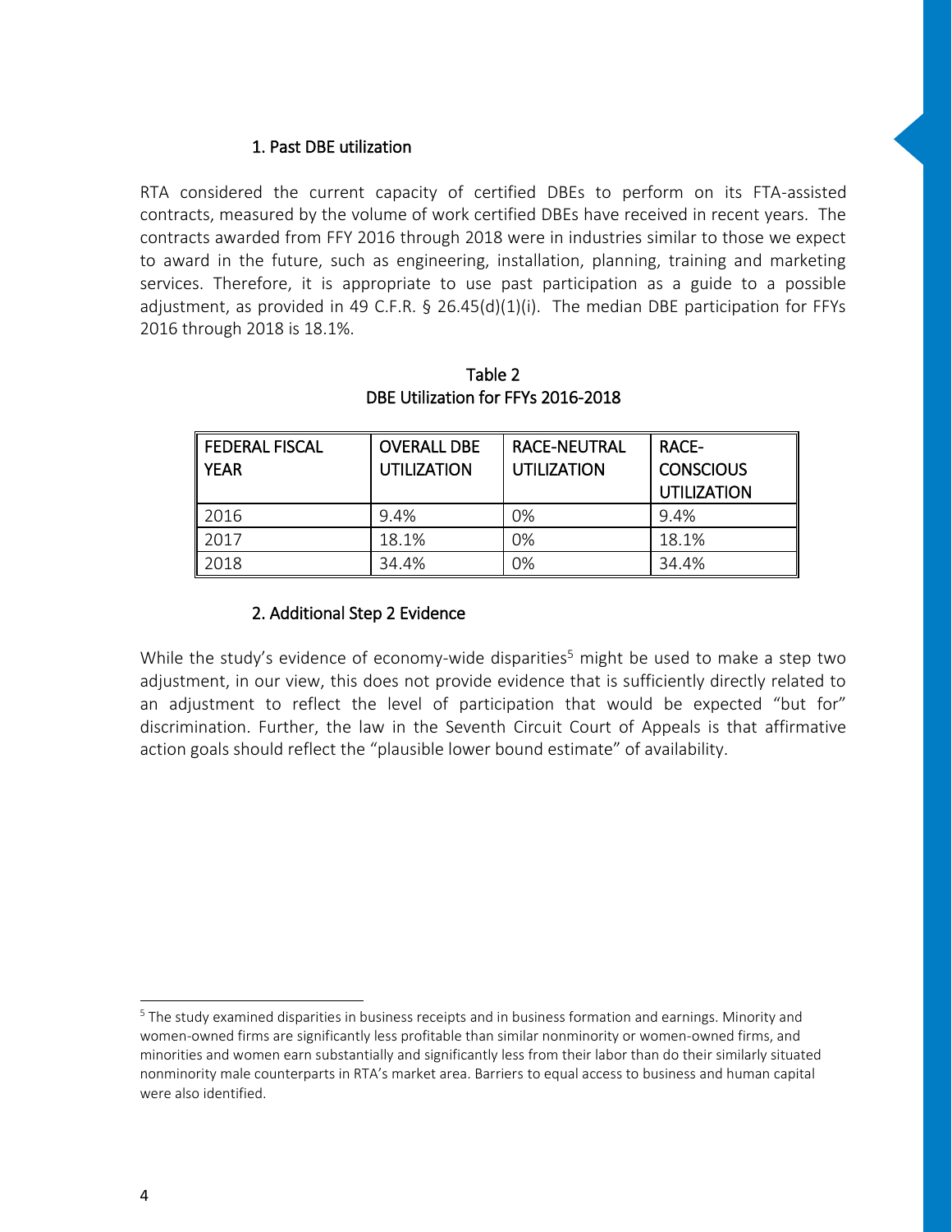### 1. Past DBE utilization

RTA considered the current capacity of certified DBEs to perform on its FTA-assisted contracts, measured by the volume of work certified DBEs have received in recent years. The contracts awarded from FFY 2016 through 2018 were in industries similar to those we expect to award in the future, such as engineering, installation, planning, training and marketing services. Therefore, it is appropriate to use past participation as a guide to a possible adjustment, as provided in 49 C.F.R. § 26.45(d)(1)(i). The median DBE participation for FFYs 2016 through 2018 is 18.1%.

Table 2
DBE Utilization for FFYs 2016-2018

| FEDERAL FISCAL YEAR | OVERALL DBE UTILIZATION | RACE-NEUTRAL UTILIZATION | RACE-CONSCIOUS UTILIZATION |
|---|---|---|---|
| 2016 | 9.4% | 0% | 9.4% |
| 2017 | 18.1% | 0% | 18.1% |
| 2018 | 34.4% | 0% | 34.4% |

### 2. Additional Step 2 Evidence

While the study's evidence of economy-wide disparities[5] might be used to make a step two adjustment, in our view, this does not provide evidence that is sufficiently directly related to an adjustment to reflect the level of participation that would be expected "but for" discrimination. Further, the law in the Seventh Circuit Court of Appeals is that affirmative action goals should reflect the "plausible lower bound estimate" of availability.

[5] The study examined disparities in business receipts and in business formation and earnings. Minority and women-owned firms are significantly less profitable than similar nonminority or women-owned firms, and minorities and women earn substantially and significantly less from their labor than do their similarly situated nonminority male counterparts in RTA's market area. Barriers to equal access to business and human capital were also identified.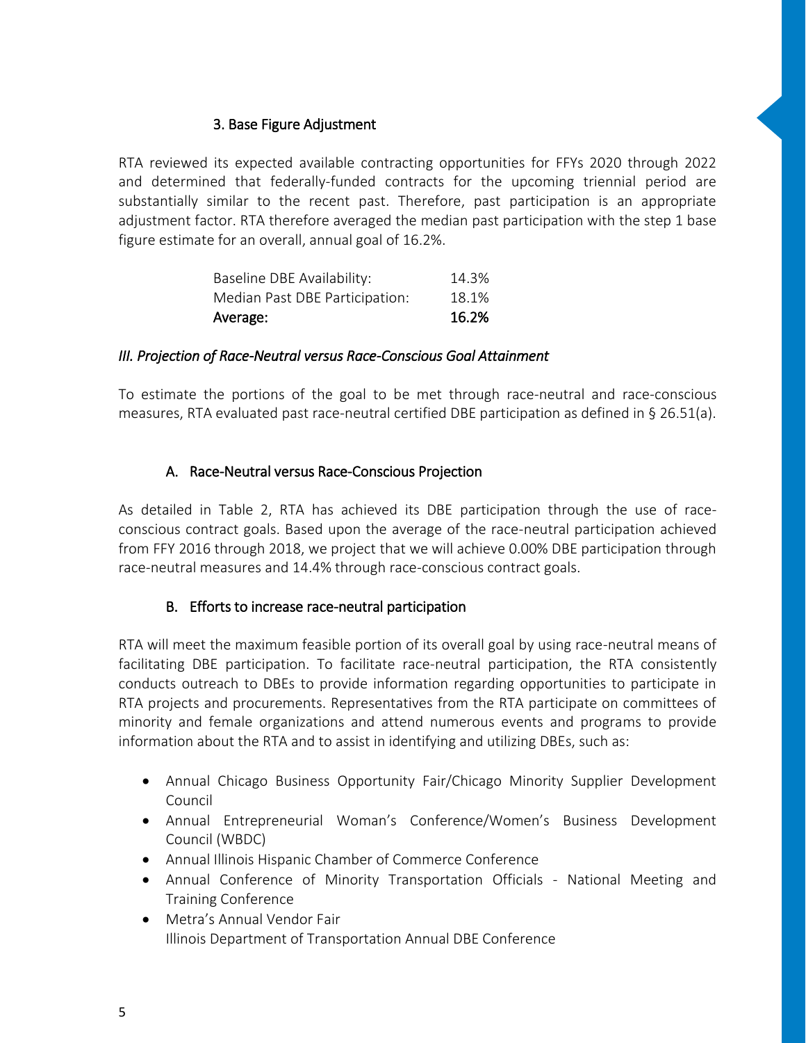### 3. Base Figure Adjustment

RTA reviewed its expected available contracting opportunities for FFYs 2020 through 2022 and determined that federally-funded contracts for the upcoming triennial period are substantially similar to the recent past. Therefore, past participation is an appropriate adjustment factor. RTA therefore averaged the median past participation with the step 1 base figure estimate for an overall, annual goal of 16.2%.

| | |
|---|---|
| Baseline DBE Availability: | 14.3% |
| Median Past DBE Participation: | 18.1% |
| **Average:** | **16.2%** |

## *III. Projection of Race-Neutral versus Race-Conscious Goal Attainment*

To estimate the portions of the goal to be met through race-neutral and race-conscious measures, RTA evaluated past race-neutral certified DBE participation as defined in § 26.51(a).

### A. Race-Neutral versus Race-Conscious Projection

As detailed in Table 2, RTA has achieved its DBE participation through the use of race-conscious contract goals. Based upon the average of the race-neutral participation achieved from FFY 2016 through 2018, we project that we will achieve 0.00% DBE participation through race-neutral measures and 14.4% through race-conscious contract goals.

### B. Efforts to increase race-neutral participation

RTA will meet the maximum feasible portion of its overall goal by using race-neutral means of facilitating DBE participation. To facilitate race-neutral participation, the RTA consistently conducts outreach to DBEs to provide information regarding opportunities to participate in RTA projects and procurements. Representatives from the RTA participate on committees of minority and female organizations and attend numerous events and programs to provide information about the RTA and to assist in identifying and utilizing DBEs, such as:

- Annual Chicago Business Opportunity Fair/Chicago Minority Supplier Development Council
- Annual Entrepreneurial Woman's Conference/Women's Business Development Council (WBDC)
- Annual Illinois Hispanic Chamber of Commerce Conference
- Annual Conference of Minority Transportation Officials - National Meeting and Training Conference
- Metra's Annual Vendor Fair
  Illinois Department of Transportation Annual DBE Conference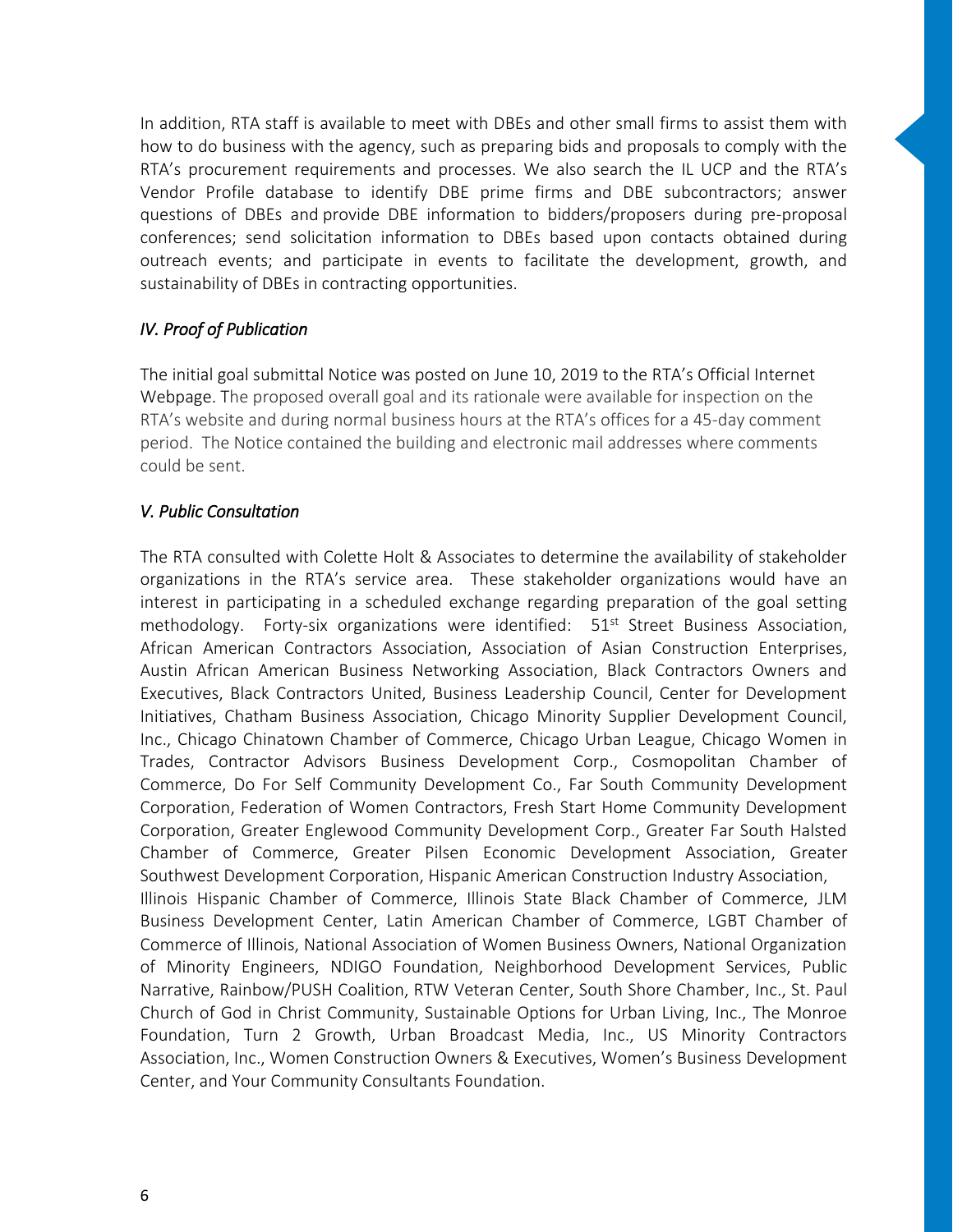In addition, RTA staff is available to meet with DBEs and other small firms to assist them with how to do business with the agency, such as preparing bids and proposals to comply with the RTA's procurement requirements and processes. We also search the IL UCP and the RTA's Vendor Profile database to identify DBE prime firms and DBE subcontractors; answer questions of DBEs and provide DBE information to bidders/proposers during pre-proposal conferences; send solicitation information to DBEs based upon contacts obtained during outreach events; and participate in events to facilitate the development, growth, and sustainability of DBEs in contracting opportunities.

### *IV. Proof of Publication*

The initial goal submittal Notice was posted on June 10, 2019 to the RTA's Official Internet Webpage. The proposed overall goal and its rationale were available for inspection on the RTA's website and during normal business hours at the RTA's offices for a 45-day comment period. The Notice contained the building and electronic mail addresses where comments could be sent.

### *V. Public Consultation*

The RTA consulted with Colette Holt & Associates to determine the availability of stakeholder organizations in the RTA's service area. These stakeholder organizations would have an interest in participating in a scheduled exchange regarding preparation of the goal setting methodology. Forty-six organizations were identified: 51st Street Business Association, African American Contractors Association, Association of Asian Construction Enterprises, Austin African American Business Networking Association, Black Contractors Owners and Executives, Black Contractors United, Business Leadership Council, Center for Development Initiatives, Chatham Business Association, Chicago Minority Supplier Development Council, Inc., Chicago Chinatown Chamber of Commerce, Chicago Urban League, Chicago Women in Trades, Contractor Advisors Business Development Corp., Cosmopolitan Chamber of Commerce, Do For Self Community Development Co., Far South Community Development Corporation, Federation of Women Contractors, Fresh Start Home Community Development Corporation, Greater Englewood Community Development Corp., Greater Far South Halsted Chamber of Commerce, Greater Pilsen Economic Development Association, Greater Southwest Development Corporation, Hispanic American Construction Industry Association, Illinois Hispanic Chamber of Commerce, Illinois State Black Chamber of Commerce, JLM Business Development Center, Latin American Chamber of Commerce, LGBT Chamber of Commerce of Illinois, National Association of Women Business Owners, National Organization of Minority Engineers, NDIGO Foundation, Neighborhood Development Services, Public Narrative, Rainbow/PUSH Coalition, RTW Veteran Center, South Shore Chamber, Inc., St. Paul Church of God in Christ Community, Sustainable Options for Urban Living, Inc., The Monroe Foundation, Turn 2 Growth, Urban Broadcast Media, Inc., US Minority Contractors Association, Inc., Women Construction Owners & Executives, Women's Business Development Center, and Your Community Consultants Foundation.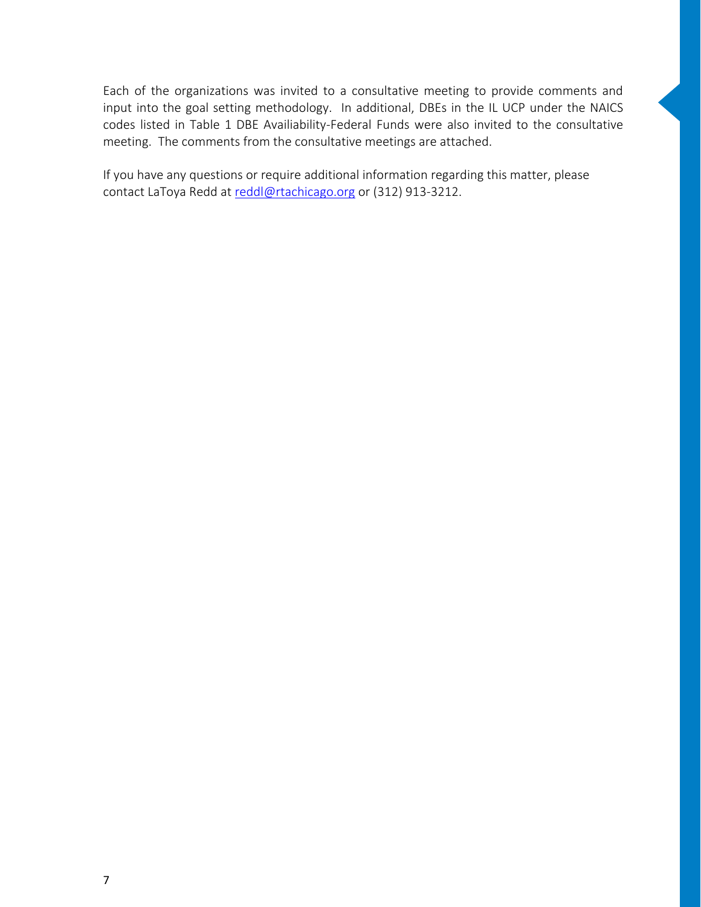Each of the organizations was invited to a consultative meeting to provide comments and input into the goal setting methodology. In additional, DBEs in the IL UCP under the NAICS codes listed in Table 1 DBE Availiability-Federal Funds were also invited to the consultative meeting. The comments from the consultative meetings are attached.

If you have any questions or require additional information regarding this matter, please contact LaToya Redd at reddl@rtachicago.org or (312) 913-3212.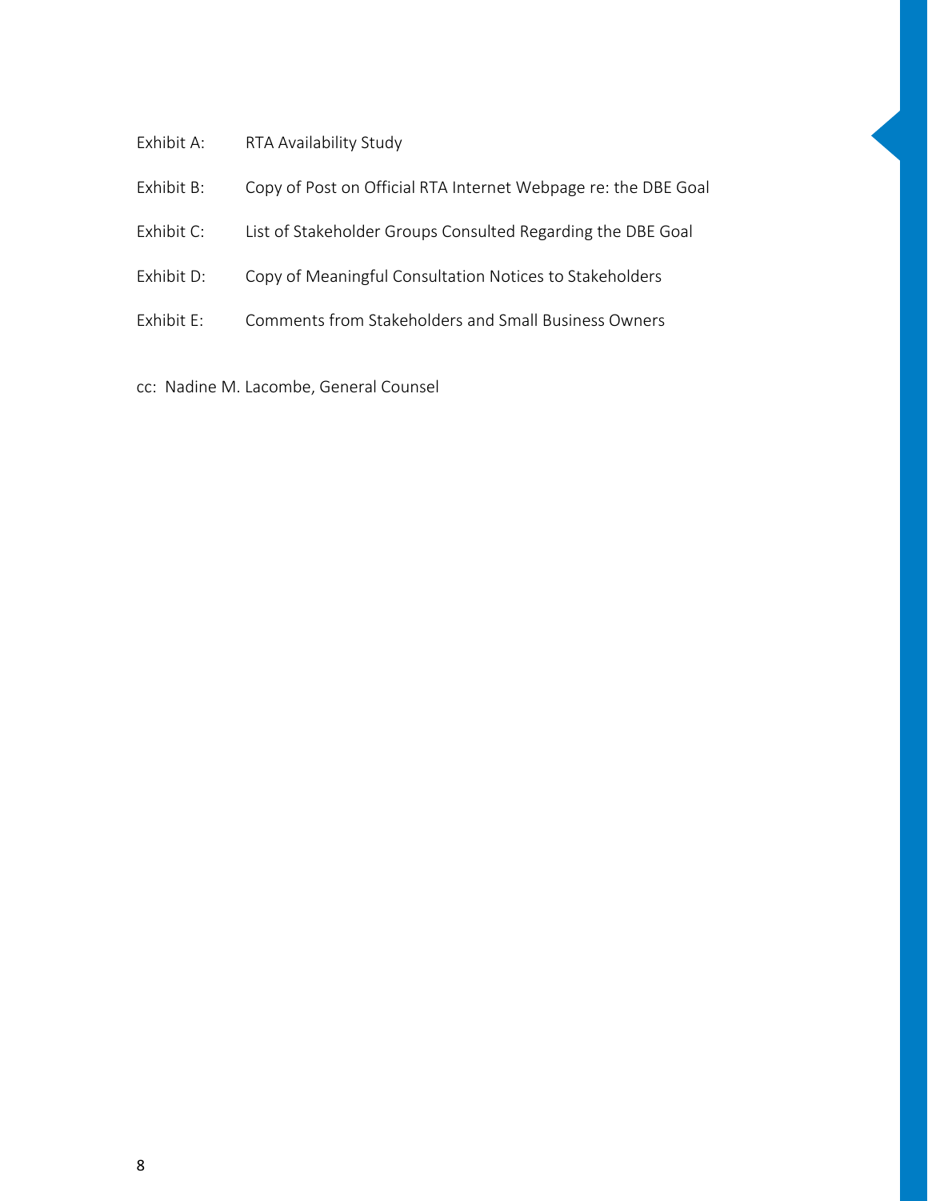Exhibit A: RTA Availability Study

Exhibit B: Copy of Post on Official RTA Internet Webpage re: the DBE Goal

Exhibit C: List of Stakeholder Groups Consulted Regarding the DBE Goal

Exhibit D: Copy of Meaningful Consultation Notices to Stakeholders

Exhibit E: Comments from Stakeholders and Small Business Owners

cc: Nadine M. Lacombe, General Counsel